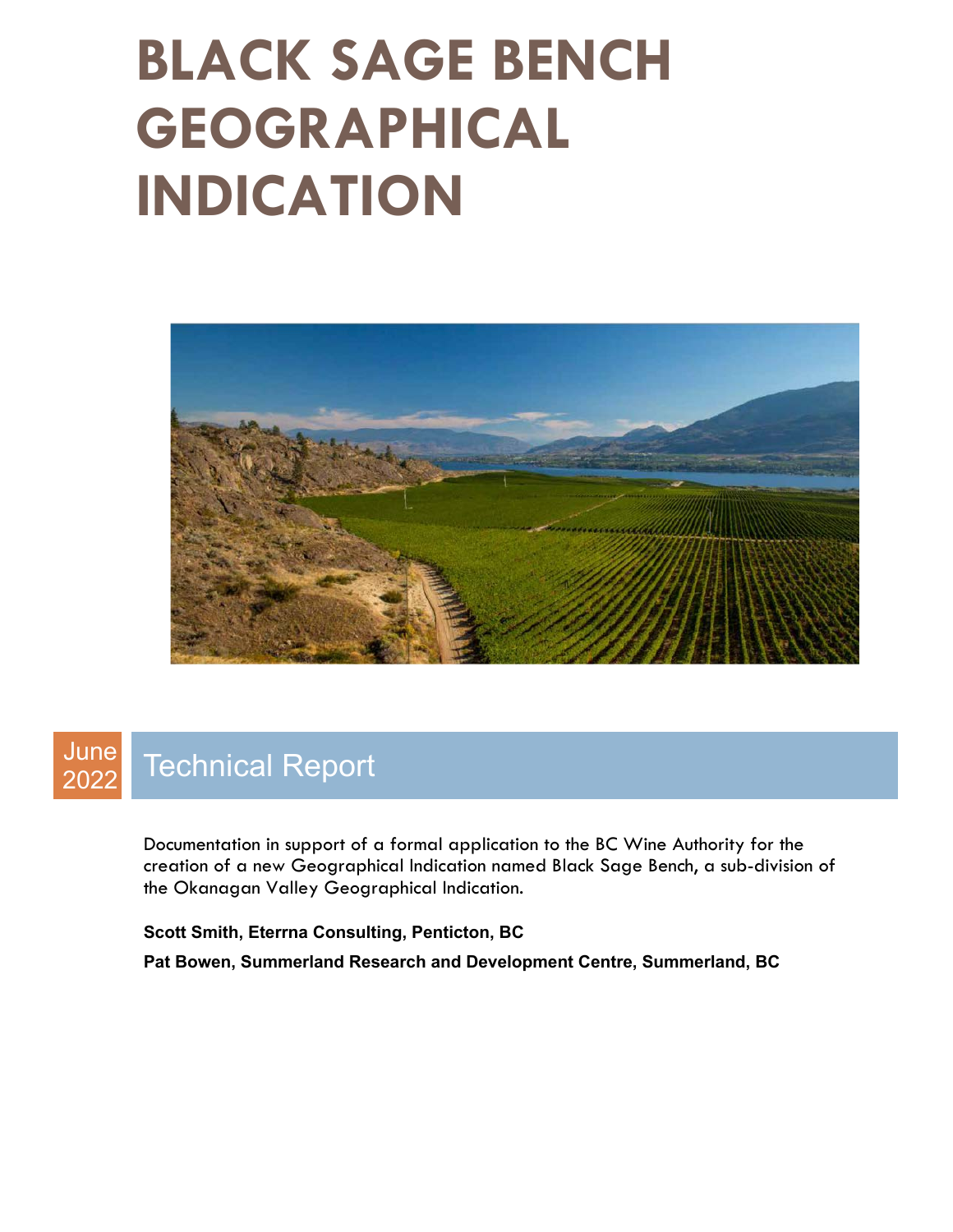# BLACK SAGE BENCH GEOGRAPHICAL INDICATION

June 2022

## Technical Report

Documentation in support of a formal application to the BC Wine Authority for the creation of a new Geographical Indication named Black Sage Bench, a sub-division of the Okanagan Valley Geographical Indication.

**Scott Smith, Eterrna Consulting, Penticton, BC**

**Pat Bowen, Summerland Research and Development Centre, Summerland, BC**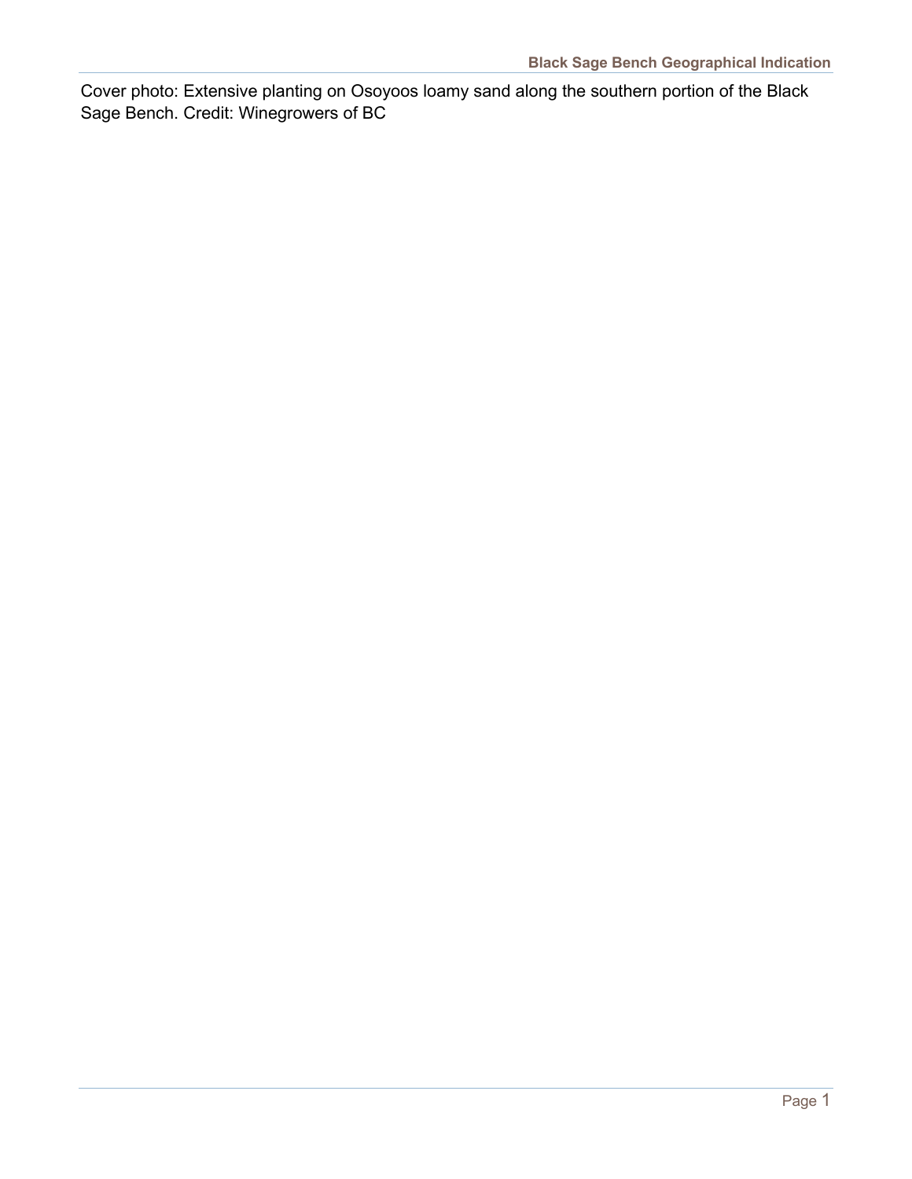Cover photo: Extensive planting on Osoyoos loamy sand along the southern portion of the Black Sage Bench. Credit: Winegrowers of BC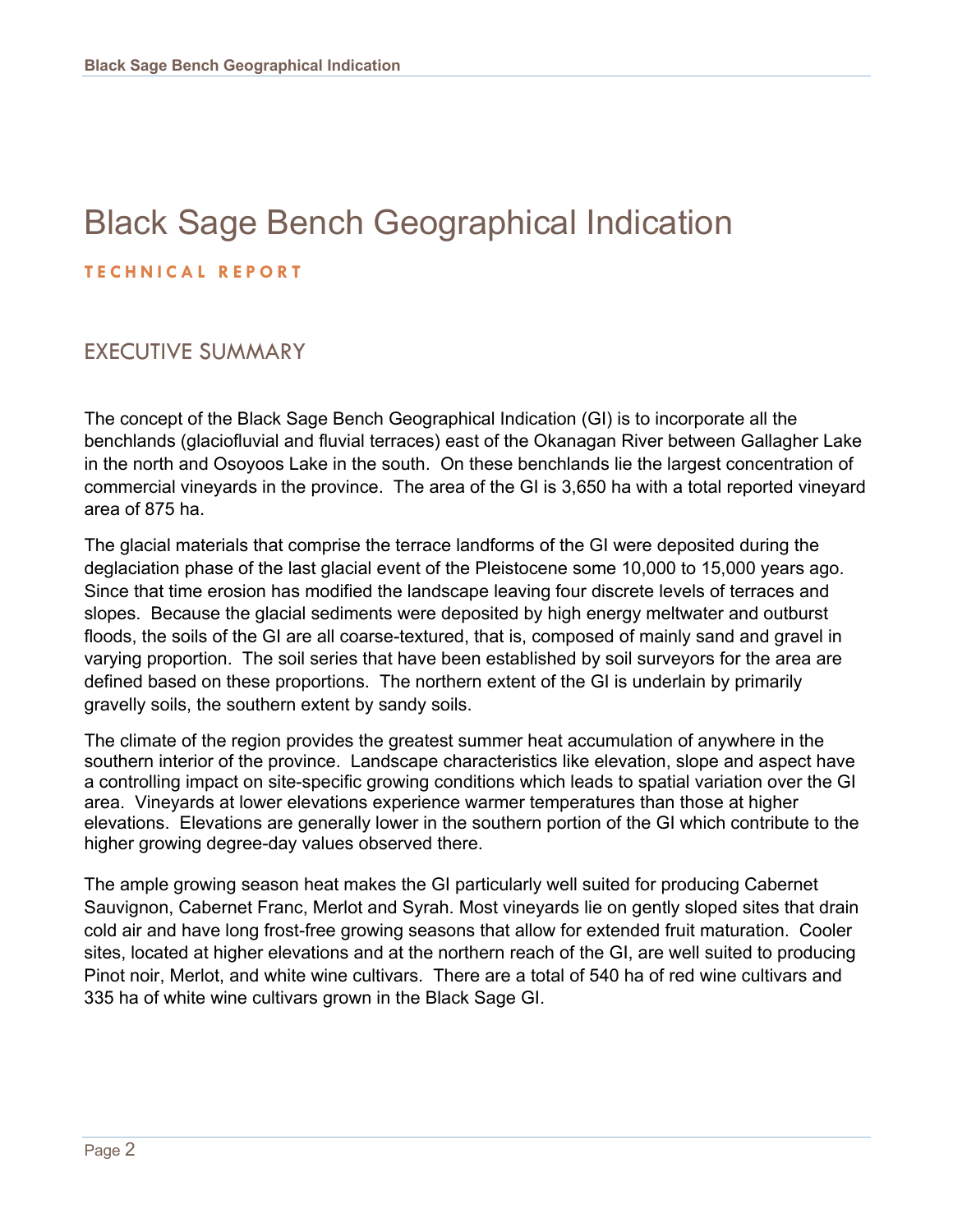# Black Sage Bench Geographical Indication

**TECHNICAL REPORT**

## EXECUTIVE SUMMARY

The concept of the Black Sage Bench Geographical Indication (GI) is to incorporate all the benchlands (glaciofluvial and fluvial terraces) east of the Okanagan River between Gallagher Lake in the north and Osoyoos Lake in the south. On these benchlands lie the largest concentration of commercial vineyards in the province. The area of the GI is 3,650 ha with a total reported vineyard area of 875 ha.

The glacial materials that comprise the terrace landforms of the GI were deposited during the deglaciation phase of the last glacial event of the Pleistocene some 10,000 to 15,000 years ago. Since that time erosion has modified the landscape leaving four discrete levels of terraces and slopes. Because the glacial sediments were deposited by high energy meltwater and outburst floods, the soils of the GI are all coarse-textured, that is, composed of mainly sand and gravel in varying proportion. The soil series that have been established by soil surveyors for the area are defined based on these proportions. The northern extent of the GI is underlain by primarily gravelly soils, the southern extent by sandy soils.

The climate of the region provides the greatest summer heat accumulation of anywhere in the southern interior of the province. Landscape characteristics like elevation, slope and aspect have a controlling impact on site-specific growing conditions which leads to spatial variation over the GI area. Vineyards at lower elevations experience warmer temperatures than those at higher elevations. Elevations are generally lower in the southern portion of the GI which contribute to the higher growing degree-day values observed there.

The ample growing season heat makes the GI particularly well suited for producing Cabernet Sauvignon, Cabernet Franc, Merlot and Syrah. Most vineyards lie on gently sloped sites that drain cold air and have long frost-free growing seasons that allow for extended fruit maturation. Cooler sites, located at higher elevations and at the northern reach of the GI, are well suited to producing Pinot noir, Merlot, and white wine cultivars. There are a total of 540 ha of red wine cultivars and 335 ha of white wine cultivars grown in the Black Sage GI.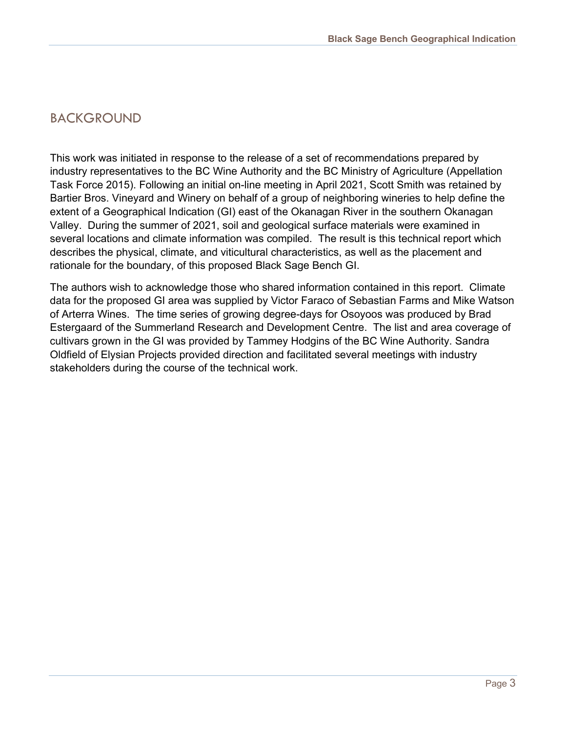## BACKGROUND

This work was initiated in response to the release of a set of recommendations prepared by industry representatives to the BC Wine Authority and the BC Ministry of Agriculture (Appellation Task Force 2015). Following an initial on-line meeting in April 2021, Scott Smith was retained by Bartier Bros. Vineyard and Winery on behalf of a group of neighboring wineries to help define the extent of a Geographical Indication (GI) east of the Okanagan River in the southern Okanagan Valley. During the summer of 2021, soil and geological surface materials were examined in several locations and climate information was compiled. The result is this technical report which describes the physical, climate, and viticultural characteristics, as well as the placement and rationale for the boundary, of this proposed Black Sage Bench GI.

The authors wish to acknowledge those who shared information contained in this report. Climate data for the proposed GI area was supplied by Victor Faraco of Sebastian Farms and Mike Watson of Arterra Wines. The time series of growing degree-days for Osoyoos was produced by Brad Estergaard of the Summerland Research and Development Centre. The list and area coverage of cultivars grown in the GI was provided by Tammey Hodgins of the BC Wine Authority. Sandra Oldfield of Elysian Projects provided direction and facilitated several meetings with industry stakeholders during the course of the technical work.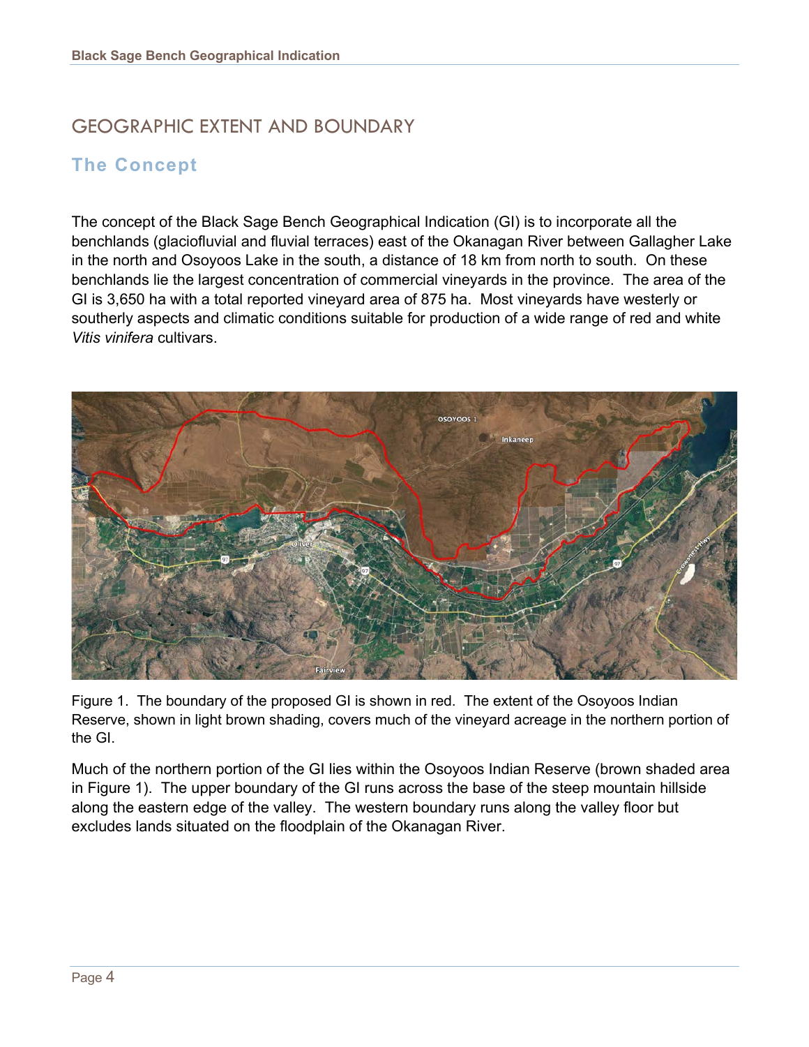## GEOGRAPHIC EXTENT AND BOUNDARY

### The Concept

The concept of the Black Sage Bench Geographical Indication (GI) is to incorporate all the benchlands (glaciofluvial and fluvial terraces) east of the Okanagan River between Gallagher Lake in the north and Osoyoos Lake in the south, a distance of 18 km from north to south. On these benchlands lie the largest concentration of commercial vineyards in the province. The area of the GI is 3,650 ha with a total reported vineyard area of 875 ha. Most vineyards have westerly or southerly aspects and climatic conditions suitable for production of a wide range of red and white *Vitis vinifera* cultivars.

OSOYOOS 1
Inkaneep
Oliver
Fairview
97
Crowsnest Hwy

Figure 1. The boundary of the proposed GI is shown in red. The extent of the Osoyoos Indian Reserve, shown in light brown shading, covers much of the vineyard acreage in the northern portion of the GI.

Much of the northern portion of the GI lies within the Osoyoos Indian Reserve (brown shaded area in Figure 1). The upper boundary of the GI runs across the base of the steep mountain hillside along the eastern edge of the valley. The western boundary runs along the valley floor but excludes lands situated on the floodplain of the Okanagan River.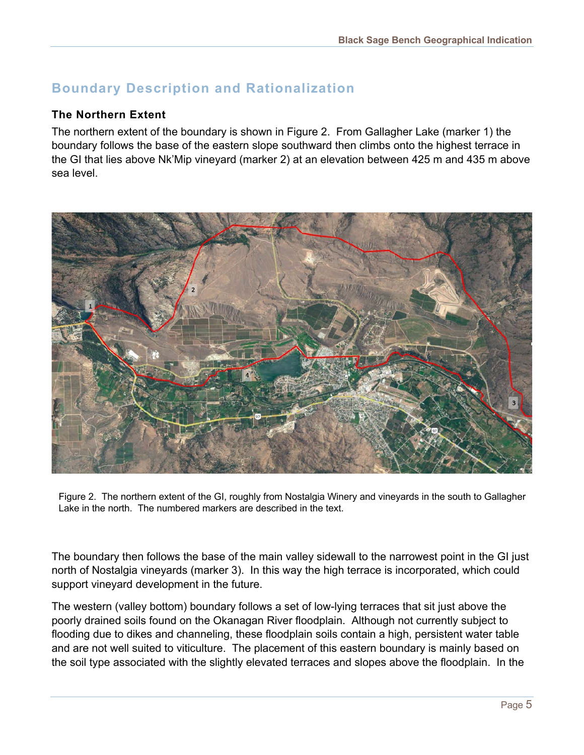## Boundary Description and Rationalization

### The Northern Extent

The northern extent of the boundary is shown in Figure 2. From Gallagher Lake (marker 1) the boundary follows the base of the eastern slope southward then climbs onto the highest terrace in the GI that lies above Nk'Mip vineyard (marker 2) at an elevation between 425 m and 435 m above sea level.

Figure 2. The northern extent of the GI, roughly from Nostalgia Winery and vineyards in the south to Gallagher Lake in the north. The numbered markers are described in the text.

The boundary then follows the base of the main valley sidewall to the narrowest point in the GI just north of Nostalgia vineyards (marker 3). In this way the high terrace is incorporated, which could support vineyard development in the future.

The western (valley bottom) boundary follows a set of low-lying terraces that sit just above the poorly drained soils found on the Okanagan River floodplain. Although not currently subject to flooding due to dikes and channeling, these floodplain soils contain a high, persistent water table and are not well suited to viticulture. The placement of this eastern boundary is mainly based on the soil type associated with the slightly elevated terraces and slopes above the floodplain. In the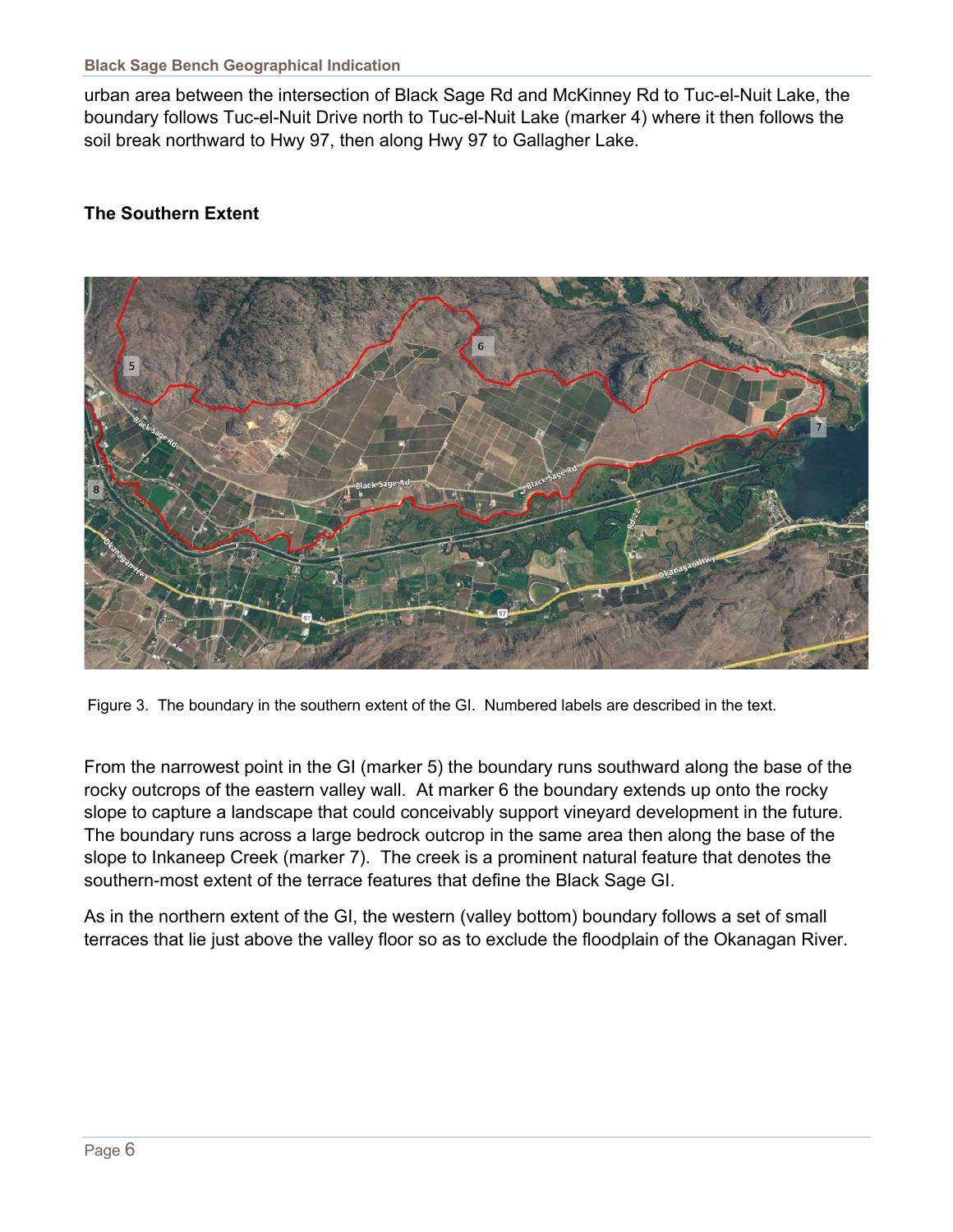urban area between the intersection of Black Sage Rd and McKinney Rd to Tuc-el-Nuit Lake, the boundary follows Tuc-el-Nuit Drive north to Tuc-el-Nuit Lake (marker 4) where it then follows the soil break northward to Hwy 97, then along Hwy 97 to Gallagher Lake.

### The Southern Extent

Figure 3. The boundary in the southern extent of the GI. Numbered labels are described in the text.

From the narrowest point in the GI (marker 5) the boundary runs southward along the base of the rocky outcrops of the eastern valley wall. At marker 6 the boundary extends up onto the rocky slope to capture a landscape that could conceivably support vineyard development in the future. The boundary runs across a large bedrock outcrop in the same area then along the base of the slope to Inkaneep Creek (marker 7). The creek is a prominent natural feature that denotes the southern-most extent of the terrace features that define the Black Sage GI.

As in the northern extent of the GI, the western (valley bottom) boundary follows a set of small terraces that lie just above the valley floor so as to exclude the floodplain of the Okanagan River.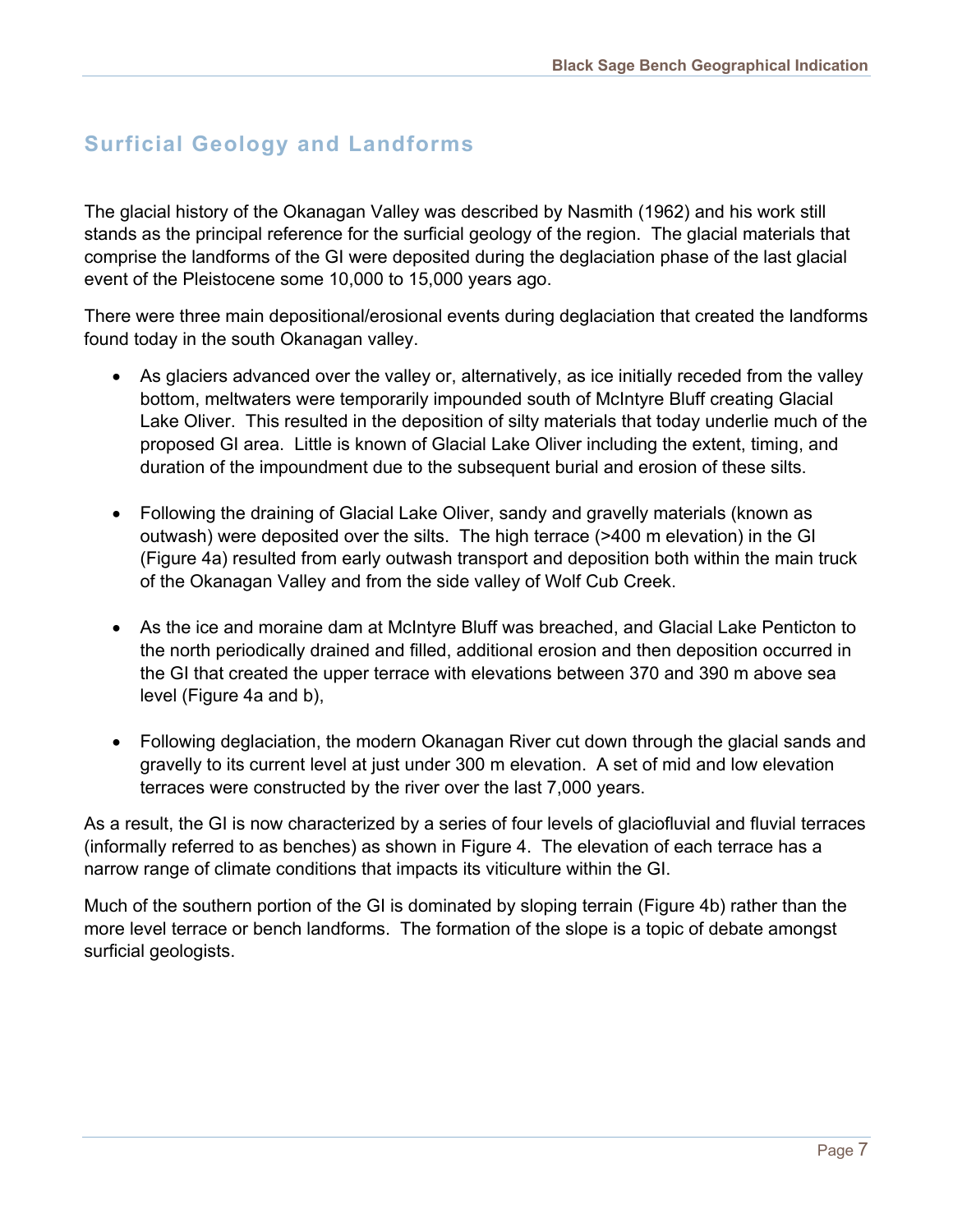## Surficial Geology and Landforms

The glacial history of the Okanagan Valley was described by Nasmith (1962) and his work still stands as the principal reference for the surficial geology of the region. The glacial materials that comprise the landforms of the GI were deposited during the deglaciation phase of the last glacial event of the Pleistocene some 10,000 to 15,000 years ago.

There were three main depositional/erosional events during deglaciation that created the landforms found today in the south Okanagan valley.

- As glaciers advanced over the valley or, alternatively, as ice initially receded from the valley bottom, meltwaters were temporarily impounded south of McIntyre Bluff creating Glacial Lake Oliver. This resulted in the deposition of silty materials that today underlie much of the proposed GI area. Little is known of Glacial Lake Oliver including the extent, timing, and duration of the impoundment due to the subsequent burial and erosion of these silts.

- Following the draining of Glacial Lake Oliver, sandy and gravelly materials (known as outwash) were deposited over the silts. The high terrace (>400 m elevation) in the GI (Figure 4a) resulted from early outwash transport and deposition both within the main truck of the Okanagan Valley and from the side valley of Wolf Cub Creek.

- As the ice and moraine dam at McIntyre Bluff was breached, and Glacial Lake Penticton to the north periodically drained and filled, additional erosion and then deposition occurred in the GI that created the upper terrace with elevations between 370 and 390 m above sea level (Figure 4a and b),

- Following deglaciation, the modern Okanagan River cut down through the glacial sands and gravelly to its current level at just under 300 m elevation. A set of mid and low elevation terraces were constructed by the river over the last 7,000 years.

As a result, the GI is now characterized by a series of four levels of glaciofluvial and fluvial terraces (informally referred to as benches) as shown in Figure 4. The elevation of each terrace has a narrow range of climate conditions that impacts its viticulture within the GI.

Much of the southern portion of the GI is dominated by sloping terrain (Figure 4b) rather than the more level terrace or bench landforms. The formation of the slope is a topic of debate amongst surficial geologists.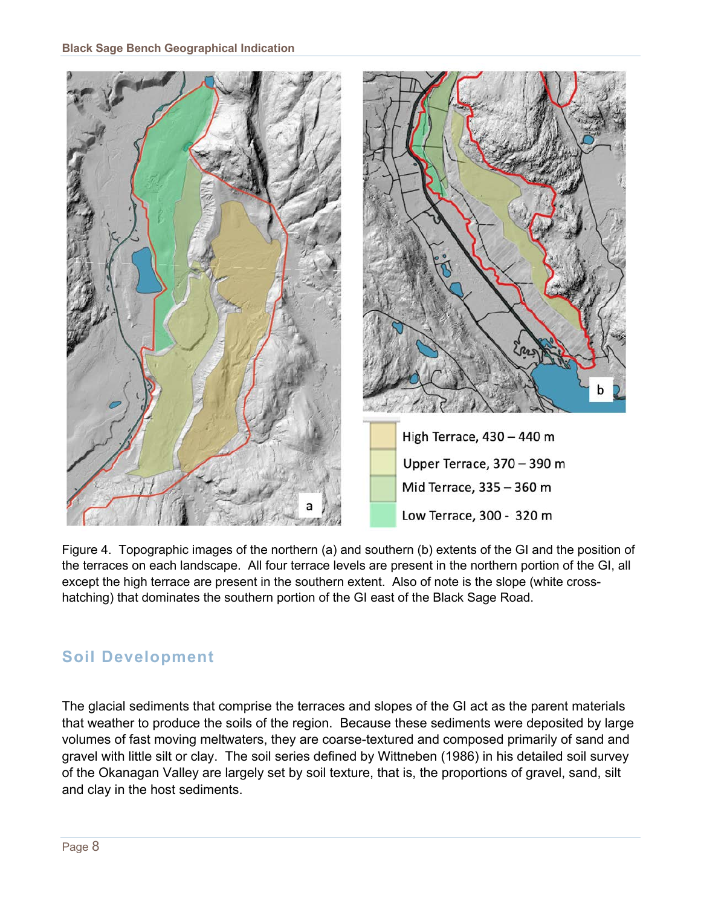a

b

High Terrace, 430 – 440 m

Upper Terrace, 370 – 390 m

Mid Terrace, 335 – 360 m

Low Terrace, 300 - 320 m

Figure 4. Topographic images of the northern (a) and southern (b) extents of the GI and the position of the terraces on each landscape. All four terrace levels are present in the northern portion of the GI, all except the high terrace are present in the southern extent. Also of note is the slope (white cross-hatching) that dominates the southern portion of the GI east of the Black Sage Road.

## Soil Development

The glacial sediments that comprise the terraces and slopes of the GI act as the parent materials that weather to produce the soils of the region. Because these sediments were deposited by large volumes of fast moving meltwaters, they are coarse-textured and composed primarily of sand and gravel with little silt or clay. The soil series defined by Wittneben (1986) in his detailed soil survey of the Okanagan Valley are largely set by soil texture, that is, the proportions of gravel, sand, silt and clay in the host sediments.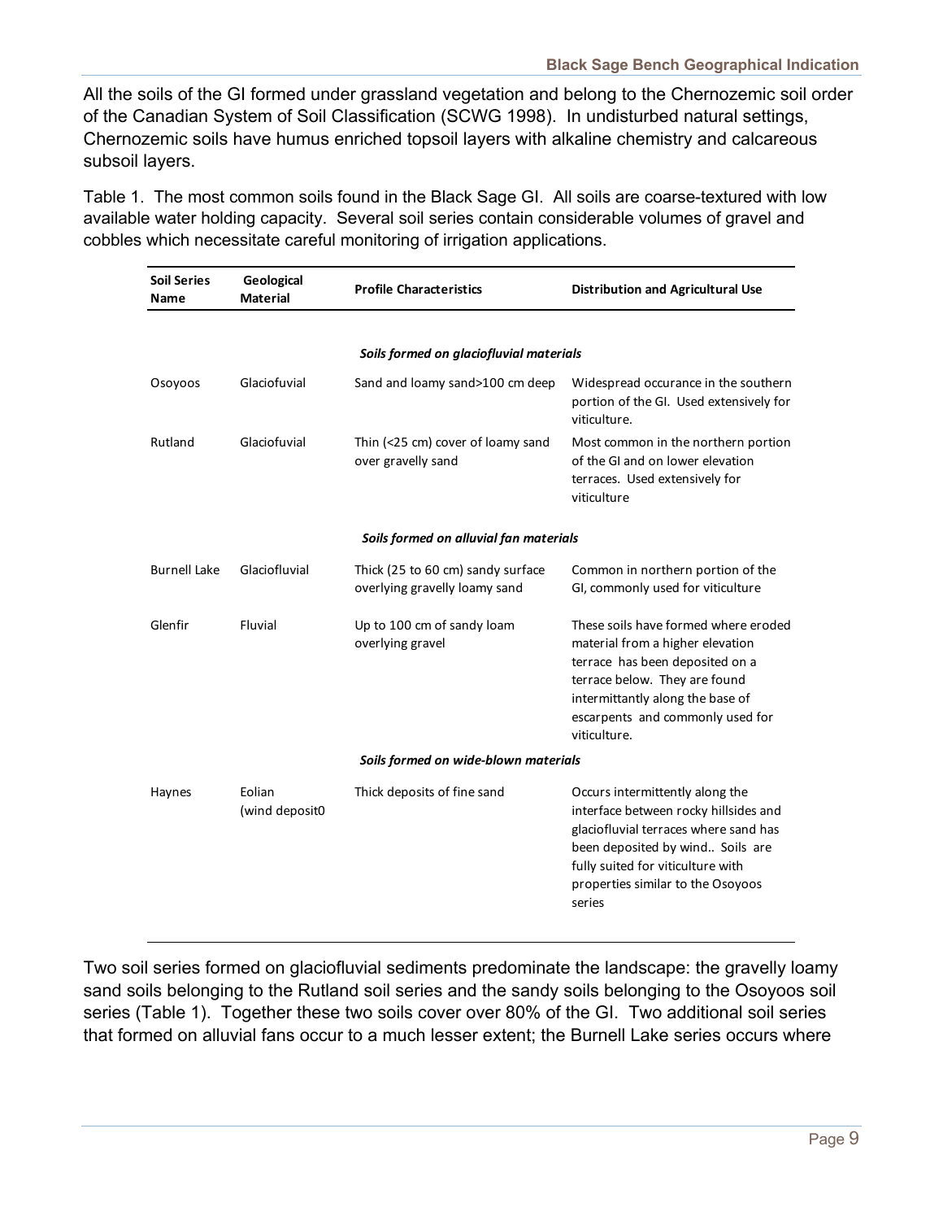All the soils of the GI formed under grassland vegetation and belong to the Chernozemic soil order of the Canadian System of Soil Classification (SCWG 1998). In undisturbed natural settings, Chernozemic soils have humus enriched topsoil layers with alkaline chemistry and calcareous subsoil layers.

Table 1. The most common soils found in the Black Sage GI. All soils are coarse-textured with low available water holding capacity. Several soil series contain considerable volumes of gravel and cobbles which necessitate careful monitoring of irrigation applications.

| Soil Series Name | Geological Material | Profile Characteristics | Distribution and Agricultural Use |
|---|---|---|---|
| | | ***Soils formed on glaciofluvial materials*** | |
| Osoyoos | Glaciofuvial | Sand and loamy sand>100 cm deep | Widespread occurance in the southern portion of the GI. Used extensively for viticulture. |
| Rutland | Glaciofuvial | Thin (<25 cm) cover of loamy sand over gravelly sand | Most common in the northern portion of the GI and on lower elevation terraces. Used extensively for viticulture |
| | | ***Soils formed on alluvial fan materials*** | |
| Burnell Lake | Glaciofluvial | Thick (25 to 60 cm) sandy surface overlying gravelly loamy sand | Common in northern portion of the GI, commonly used for viticulture |
| Glenfir | Fluvial | Up to 100 cm of sandy loam overlying gravel | These soils have formed where eroded material from a higher elevation terrace has been deposited on a terrace below. They are found intermittantly along the base of escarpents and commonly used for viticulture. |
| | | ***Soils formed on wide-blown materials*** | |
| Haynes | Eolian (wind deposit0 | Thick deposits of fine sand | Occurs intermittently along the interface between rocky hillsides and glaciofluvial terraces where sand has been deposited by wind.. Soils are fully suited for viticulture with properties similar to the Osoyoos series |

Two soil series formed on glaciofluvial sediments predominate the landscape: the gravelly loamy sand soils belonging to the Rutland soil series and the sandy soils belonging to the Osoyoos soil series (Table 1). Together these two soils cover over 80% of the GI. Two additional soil series that formed on alluvial fans occur to a much lesser extent; the Burnell Lake series occurs where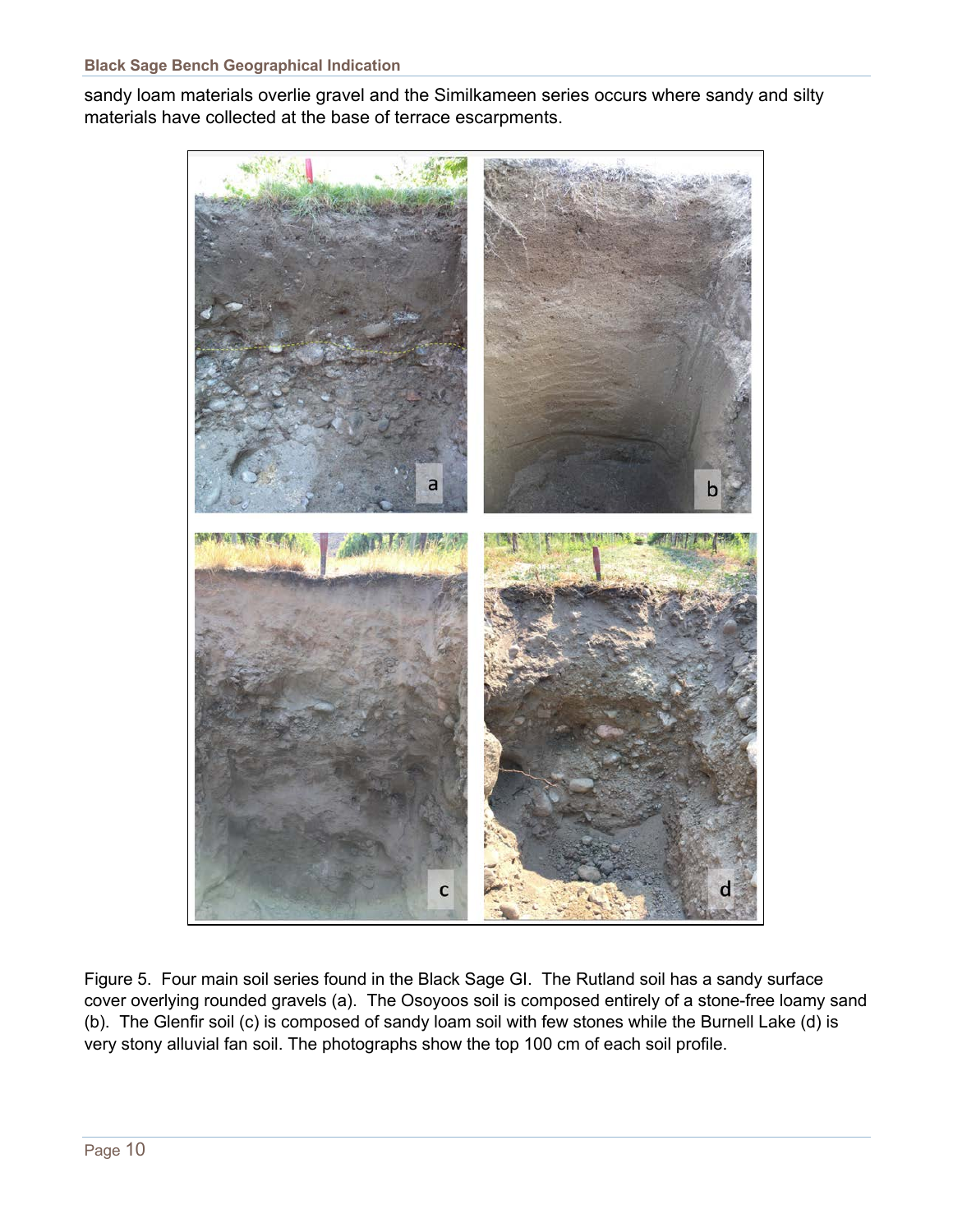sandy loam materials overlie gravel and the Similkameen series occurs where sandy and silty materials have collected at the base of terrace escarpments.

Figure 5. Four main soil series found in the Black Sage GI. The Rutland soil has a sandy surface cover overlying rounded gravels (a). The Osoyoos soil is composed entirely of a stone-free loamy sand (b). The Glenfir soil (c) is composed of sandy loam soil with few stones while the Burnell Lake (d) is very stony alluvial fan soil. The photographs show the top 100 cm of each soil profile.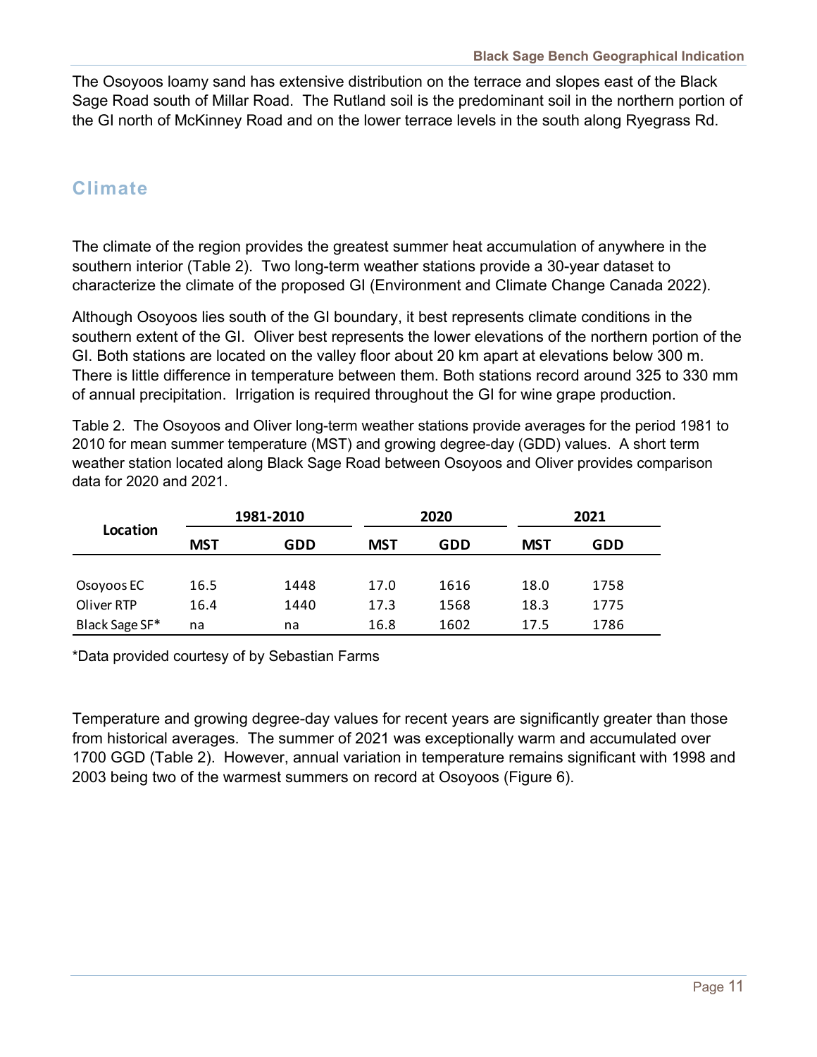The Osoyoos loamy sand has extensive distribution on the terrace and slopes east of the Black Sage Road south of Millar Road. The Rutland soil is the predominant soil in the northern portion of the GI north of McKinney Road and on the lower terrace levels in the south along Ryegrass Rd.

## Climate

The climate of the region provides the greatest summer heat accumulation of anywhere in the southern interior (Table 2). Two long-term weather stations provide a 30-year dataset to characterize the climate of the proposed GI (Environment and Climate Change Canada 2022).

Although Osoyoos lies south of the GI boundary, it best represents climate conditions in the southern extent of the GI. Oliver best represents the lower elevations of the northern portion of the GI. Both stations are located on the valley floor about 20 km apart at elevations below 300 m. There is little difference in temperature between them. Both stations record around 325 to 330 mm of annual precipitation. Irrigation is required throughout the GI for wine grape production.

Table 2. The Osoyoos and Oliver long-term weather stations provide averages for the period 1981 to 2010 for mean summer temperature (MST) and growing degree-day (GDD) values. A short term weather station located along Black Sage Road between Osoyoos and Oliver provides comparison data for 2020 and 2021.

| Location | 1981-2010 | | 2020 | | 2021 | |
|---|---|---|---|---|---|---|
| | **MST** | **GDD** | **MST** | **GDD** | **MST** | **GDD** |
| Osoyoos EC | 16.5 | 1448 | 17.0 | 1616 | 18.0 | 1758 |
| Oliver RTP | 16.4 | 1440 | 17.3 | 1568 | 18.3 | 1775 |
| Black Sage SF* | na | na | 16.8 | 1602 | 17.5 | 1786 |

*Data provided courtesy of by Sebastian Farms

Temperature and growing degree-day values for recent years are significantly greater than those from historical averages. The summer of 2021 was exceptionally warm and accumulated over 1700 GGD (Table 2). However, annual variation in temperature remains significant with 1998 and 2003 being two of the warmest summers on record at Osoyoos (Figure 6).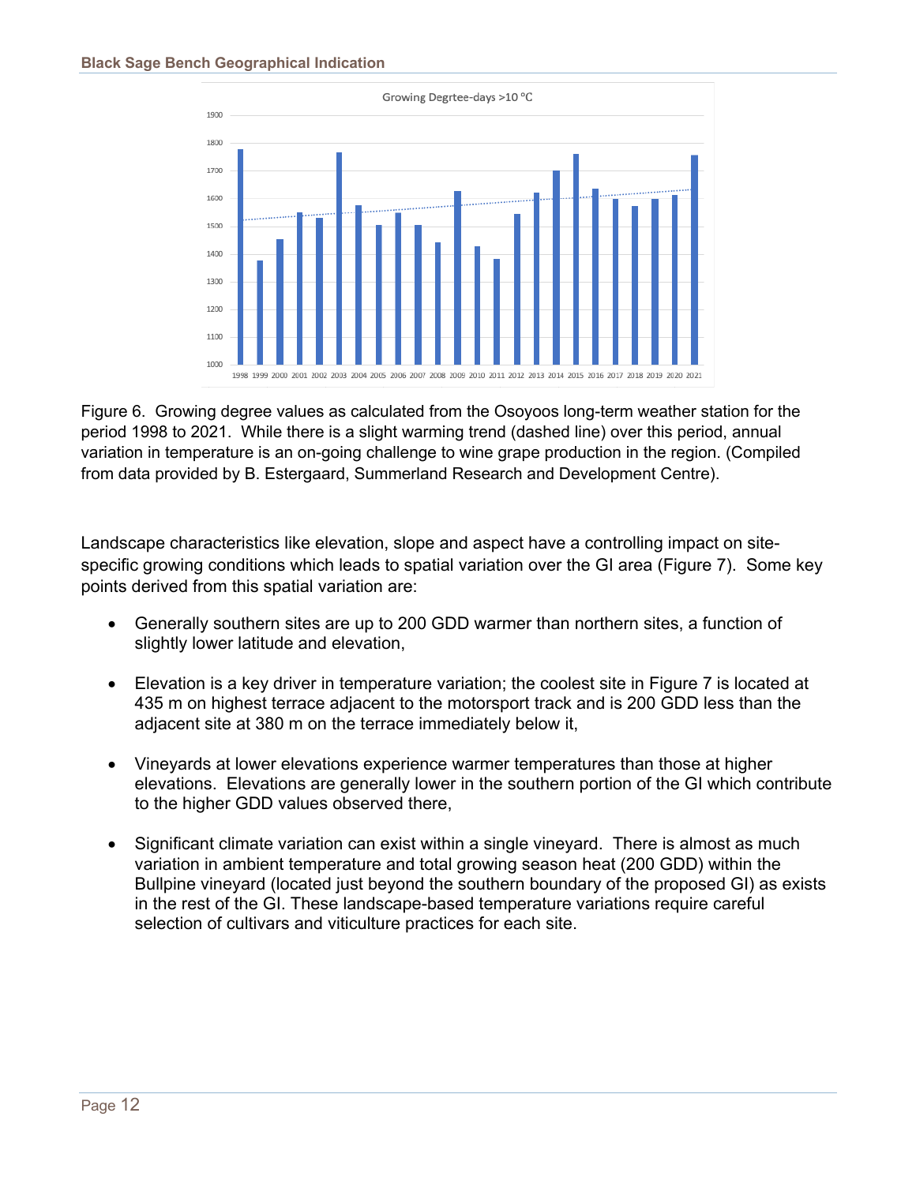Growing Degrtee-days >10 °C

1900
1800
1700
1600
1500
1400
1300
1200
1100
1000

1998 1999 2000 2001 2002 2003 2004 2005 2006 2007 2008 2009 2010 2011 2012 2013 2014 2015 2016 2017 2018 2019 2020 2021

Figure 6. Growing degree values as calculated from the Osoyoos long-term weather station for the period 1998 to 2021. While there is a slight warming trend (dashed line) over this period, annual variation in temperature is an on-going challenge to wine grape production in the region. (Compiled from data provided by B. Estergaard, Summerland Research and Development Centre).

Landscape characteristics like elevation, slope and aspect have a controlling impact on site-specific growing conditions which leads to spatial variation over the GI area (Figure 7). Some key points derived from this spatial variation are:

- Generally southern sites are up to 200 GDD warmer than northern sites, a function of slightly lower latitude and elevation,
- Elevation is a key driver in temperature variation; the coolest site in Figure 7 is located at 435 m on highest terrace adjacent to the motorsport track and is 200 GDD less than the adjacent site at 380 m on the terrace immediately below it,
- Vineyards at lower elevations experience warmer temperatures than those at higher elevations. Elevations are generally lower in the southern portion of the GI which contribute to the higher GDD values observed there,
- Significant climate variation can exist within a single vineyard. There is almost as much variation in ambient temperature and total growing season heat (200 GDD) within the Bullpine vineyard (located just beyond the southern boundary of the proposed GI) as exists in the rest of the GI. These landscape-based temperature variations require careful selection of cultivars and viticulture practices for each site.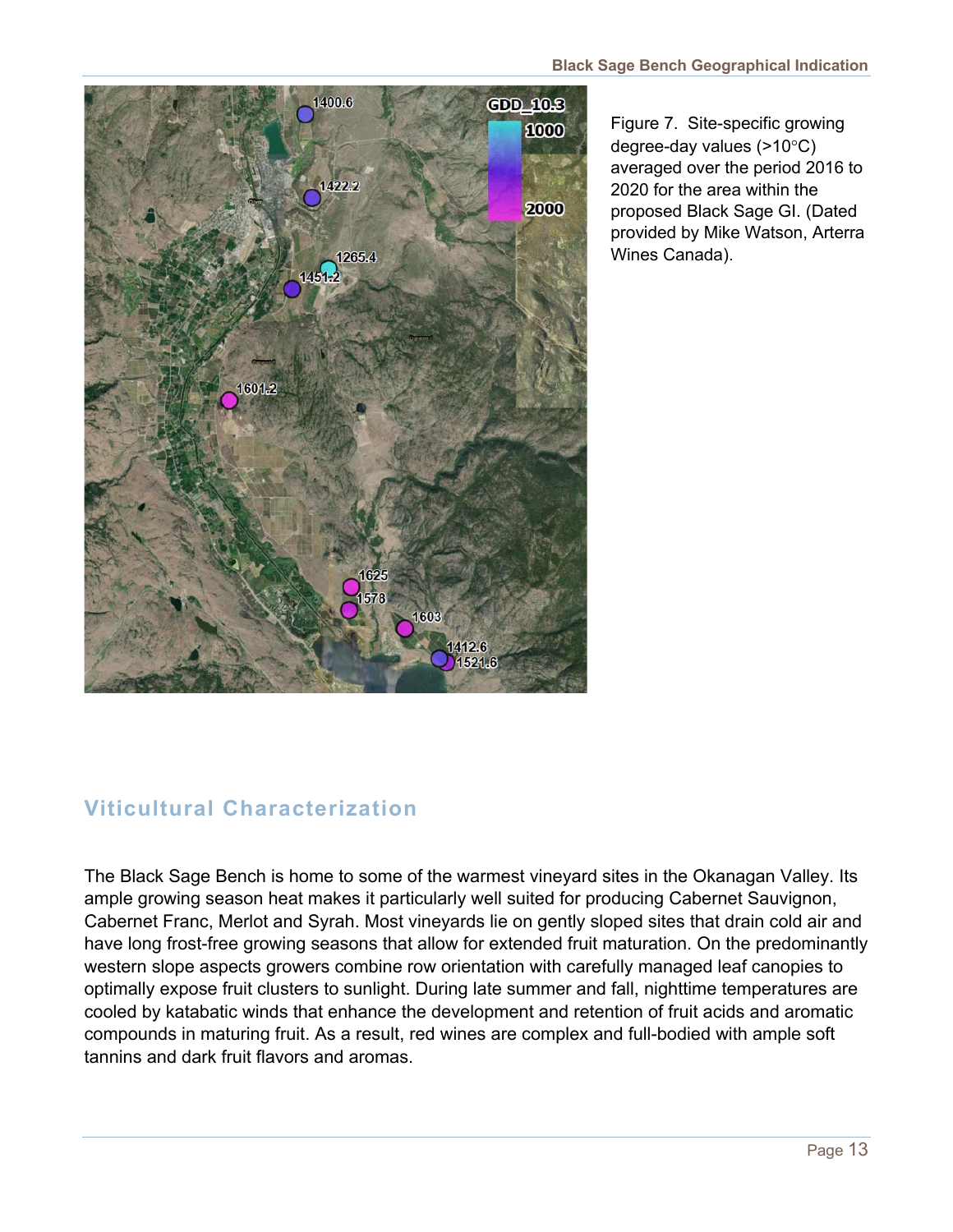GDD_10.3

1000

2000

1400.6

1422.2

1265.4

1451.2

1601.2

1625

1578

1603

1412.6

1521.6

Figure 7. Site-specific growing degree-day values (>10°C) averaged over the period 2016 to 2020 for the area within the proposed Black Sage GI. (Dated provided by Mike Watson, Arterra Wines Canada).

## Viticultural Characterization

The Black Sage Bench is home to some of the warmest vineyard sites in the Okanagan Valley. Its ample growing season heat makes it particularly well suited for producing Cabernet Sauvignon, Cabernet Franc, Merlot and Syrah. Most vineyards lie on gently sloped sites that drain cold air and have long frost-free growing seasons that allow for extended fruit maturation. On the predominantly western slope aspects growers combine row orientation with carefully managed leaf canopies to optimally expose fruit clusters to sunlight. During late summer and fall, nighttime temperatures are cooled by katabatic winds that enhance the development and retention of fruit acids and aromatic compounds in maturing fruit. As a result, red wines are complex and full-bodied with ample soft tannins and dark fruit flavors and aromas.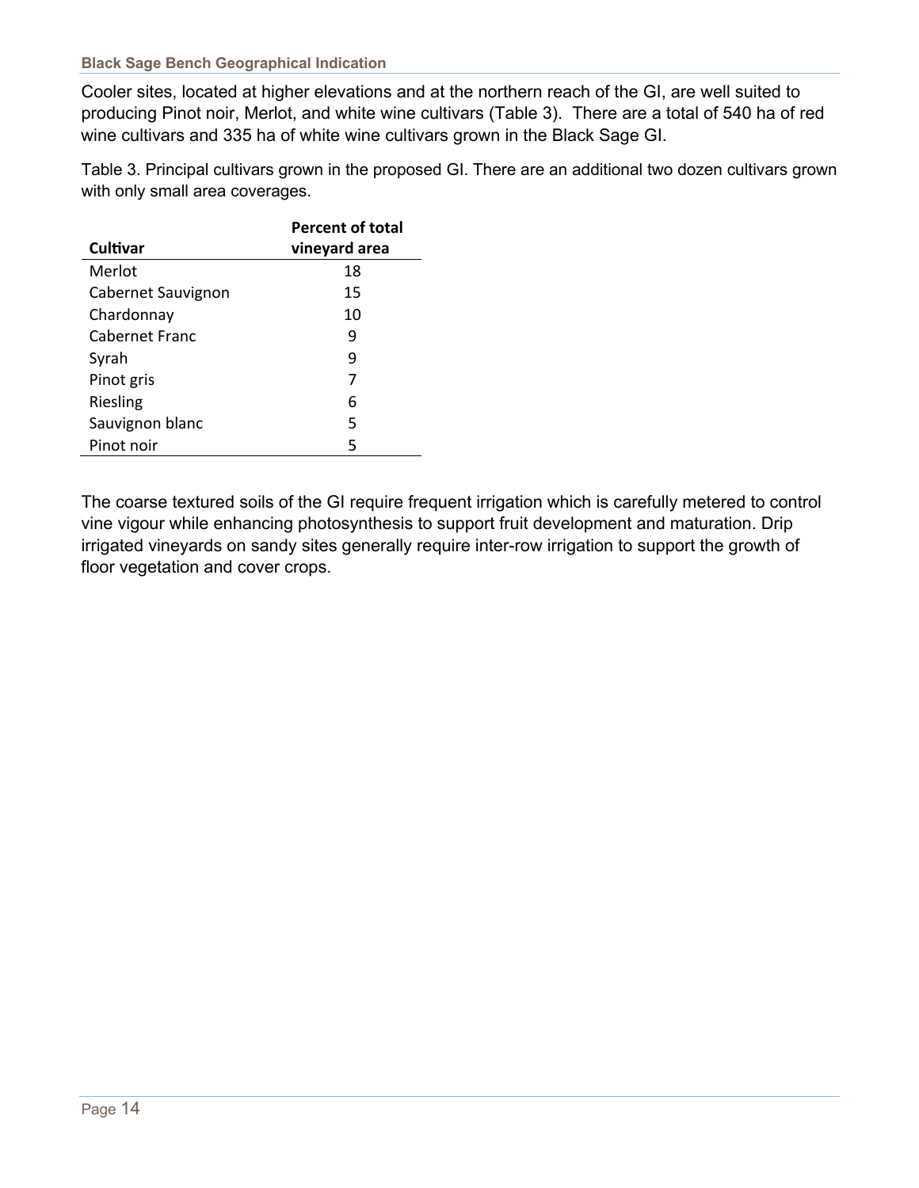Cooler sites, located at higher elevations and at the northern reach of the GI, are well suited to producing Pinot noir, Merlot, and white wine cultivars (Table 3). There are a total of 540 ha of red wine cultivars and 335 ha of white wine cultivars grown in the Black Sage GI.

Table 3. Principal cultivars grown in the proposed GI. There are an additional two dozen cultivars grown with only small area coverages.

| Cultivar | Percent of total vineyard area |
|---|---|
| Merlot | 18 |
| Cabernet Sauvignon | 15 |
| Chardonnay | 10 |
| Cabernet Franc | 9 |
| Syrah | 9 |
| Pinot gris | 7 |
| Riesling | 6 |
| Sauvignon blanc | 5 |
| Pinot noir | 5 |

The coarse textured soils of the GI require frequent irrigation which is carefully metered to control vine vigour while enhancing photosynthesis to support fruit development and maturation. Drip irrigated vineyards on sandy sites generally require inter-row irrigation to support the growth of floor vegetation and cover crops.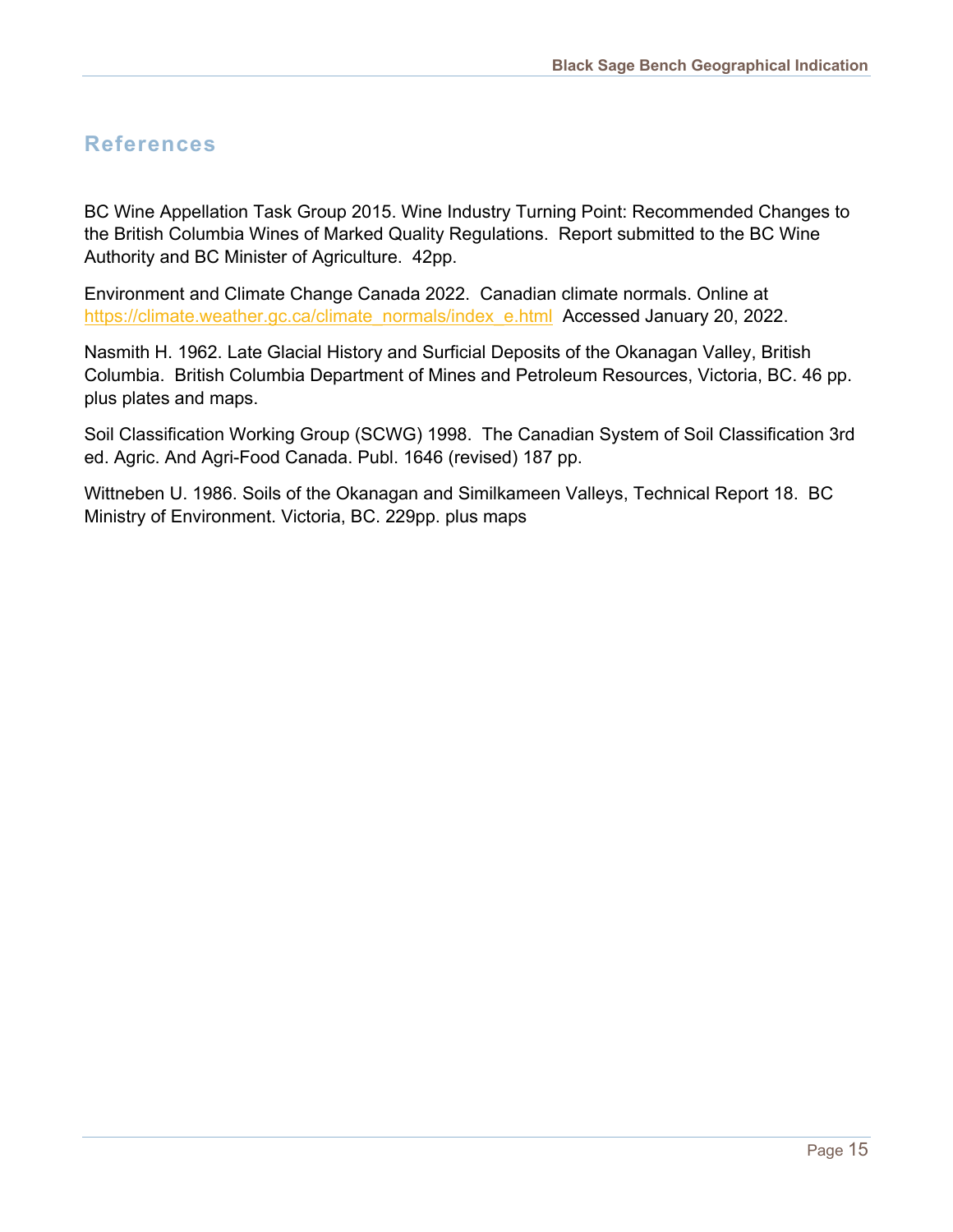## References

BC Wine Appellation Task Group 2015. Wine Industry Turning Point: Recommended Changes to the British Columbia Wines of Marked Quality Regulations. Report submitted to the BC Wine Authority and BC Minister of Agriculture. 42pp.

Environment and Climate Change Canada 2022. Canadian climate normals. Online at https://climate.weather.gc.ca/climate_normals/index_e.html Accessed January 20, 2022.

Nasmith H. 1962. Late Glacial History and Surficial Deposits of the Okanagan Valley, British Columbia. British Columbia Department of Mines and Petroleum Resources, Victoria, BC. 46 pp. plus plates and maps.

Soil Classification Working Group (SCWG) 1998. The Canadian System of Soil Classification 3rd ed. Agric. And Agri-Food Canada. Publ. 1646 (revised) 187 pp.

Wittneben U. 1986. Soils of the Okanagan and Similkameen Valleys, Technical Report 18. BC Ministry of Environment. Victoria, BC. 229pp. plus maps